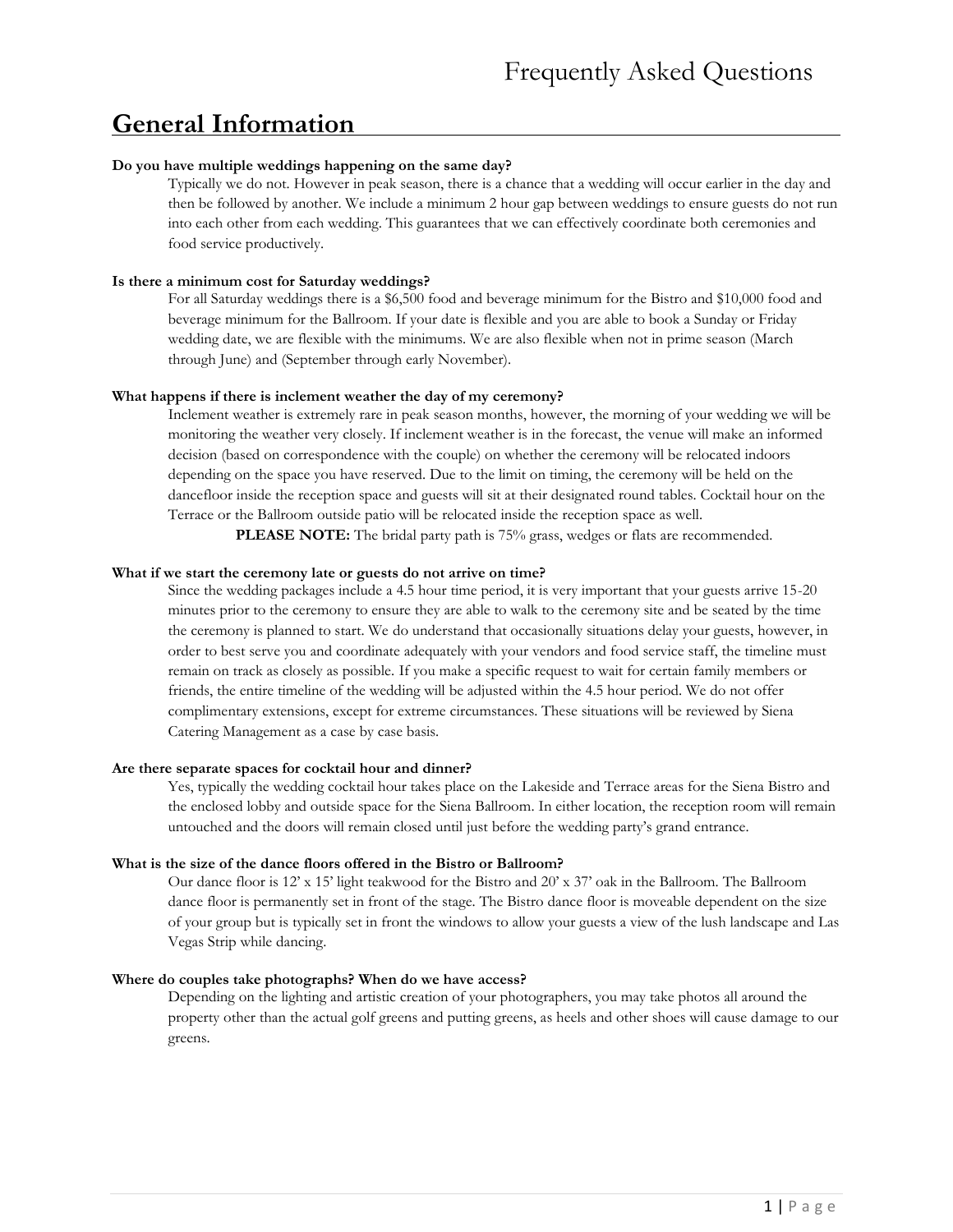# Frequently Asked Questions

## General Information

**Do you have multiple weddings happening on the same day?**

Typically we do not. However in peak season, there is a chance that a wedding will occur earlier in the day and then be followed by another. We include a minimum 2 hour gap between weddings to ensure guests do not run into each other from each wedding. This guarantees that we can effectively coordinate both ceremonies and food service productively.

**Is there a minimum cost for Saturday weddings?**

For all Saturday weddings there is a $6,500 food and beverage minimum for the Bistro and $10,000 food and beverage minimum for the Ballroom. If your date is flexible and you are able to book a Sunday or Friday wedding date, we are flexible with the minimums. We are also flexible when not in prime season (March through June) and (September through early November).

**What happens if there is inclement weather the day of my ceremony?**

Inclement weather is extremely rare in peak season months, however, the morning of your wedding we will be monitoring the weather very closely. If inclement weather is in the forecast, the venue will make an informed decision (based on correspondence with the couple) on whether the ceremony will be relocated indoors depending on the space you have reserved. Due to the limit on timing, the ceremony will be held on the dancefloor inside the reception space and guests will sit at their designated round tables. Cocktail hour on the Terrace or the Ballroom outside patio will be relocated inside the reception space as well.

**PLEASE NOTE:** The bridal party path is 75% grass, wedges or flats are recommended.

**What if we start the ceremony late or guests do not arrive on time?**

Since the wedding packages include a 4.5 hour time period, it is very important that your guests arrive 15-20 minutes prior to the ceremony to ensure they are able to walk to the ceremony site and be seated by the time the ceremony is planned to start. We do understand that occasionally situations delay your guests, however, in order to best serve you and coordinate adequately with your vendors and food service staff, the timeline must remain on track as closely as possible. If you make a specific request to wait for certain family members or friends, the entire timeline of the wedding will be adjusted within the 4.5 hour period. We do not offer complimentary extensions, except for extreme circumstances. These situations will be reviewed by Siena Catering Management as a case by case basis.

**Are there separate spaces for cocktail hour and dinner?**

Yes, typically the wedding cocktail hour takes place on the Lakeside and Terrace areas for the Siena Bistro and the enclosed lobby and outside space for the Siena Ballroom. In either location, the reception room will remain untouched and the doors will remain closed until just before the wedding party's grand entrance.

**What is the size of the dance floors offered in the Bistro or Ballroom?**

Our dance floor is 12' x 15' light teakwood for the Bistro and 20' x 37' oak in the Ballroom. The Ballroom dance floor is permanently set in front of the stage. The Bistro dance floor is moveable dependent on the size of your group but is typically set in front the windows to allow your guests a view of the lush landscape and Las Vegas Strip while dancing.

**Where do couples take photographs? When do we have access?**

Depending on the lighting and artistic creation of your photographers, you may take photos all around the property other than the actual golf greens and putting greens, as heels and other shoes will cause damage to our greens.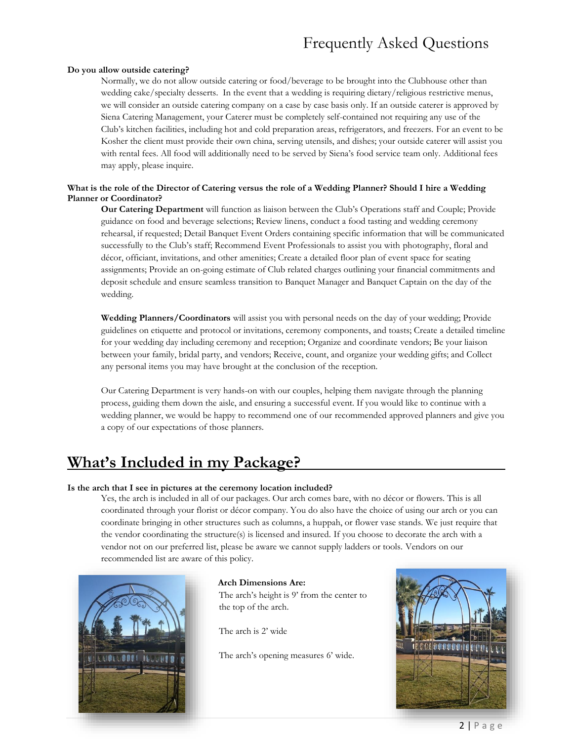# Frequently Asked Questions

**Do you allow outside catering?**

Normally, we do not allow outside catering or food/beverage to be brought into the Clubhouse other than wedding cake/specialty desserts. In the event that a wedding is requiring dietary/religious restrictive menus, we will consider an outside catering company on a case by case basis only. If an outside caterer is approved by Siena Catering Management, your Caterer must be completely self-contained not requiring any use of the Club's kitchen facilities, including hot and cold preparation areas, refrigerators, and freezers. For an event to be Kosher the client must provide their own china, serving utensils, and dishes; your outside caterer will assist you with rental fees. All food will additionally need to be served by Siena's food service team only. Additional fees may apply, please inquire.

**What is the role of the Director of Catering versus the role of a Wedding Planner? Should I hire a Wedding Planner or Coordinator?**

**Our Catering Department** will function as liaison between the Club's Operations staff and Couple; Provide guidance on food and beverage selections; Review linens, conduct a food tasting and wedding ceremony rehearsal, if requested; Detail Banquet Event Orders containing specific information that will be communicated successfully to the Club's staff; Recommend Event Professionals to assist you with photography, floral and décor, officiant, invitations, and other amenities; Create a detailed floor plan of event space for seating assignments; Provide an on-going estimate of Club related charges outlining your financial commitments and deposit schedule and ensure seamless transition to Banquet Manager and Banquet Captain on the day of the wedding.

**Wedding Planners/Coordinators** will assist you with personal needs on the day of your wedding; Provide guidelines on etiquette and protocol or invitations, ceremony components, and toasts; Create a detailed timeline for your wedding day including ceremony and reception; Organize and coordinate vendors; Be your liaison between your family, bridal party, and vendors; Receive, count, and organize your wedding gifts; and Collect any personal items you may have brought at the conclusion of the reception.

Our Catering Department is very hands-on with our couples, helping them navigate through the planning process, guiding them down the aisle, and ensuring a successful event. If you would like to continue with a wedding planner, we would be happy to recommend one of our recommended approved planners and give you a copy of our expectations of those planners.

## What's Included in my Package?

**Is the arch that I see in pictures at the ceremony location included?**

Yes, the arch is included in all of our packages. Our arch comes bare, with no décor or flowers. This is all coordinated through your florist or décor company. You do also have the choice of using our arch or you can coordinate bringing in other structures such as columns, a huppah, or flower vase stands. We just require that the vendor coordinating the structure(s) is licensed and insured. If you choose to decorate the arch with a vendor not on our preferred list, please be aware we cannot supply ladders or tools. Vendors on our recommended list are aware of this policy.

**Arch Dimensions Are:**

The arch's height is 9' from the center to the top of the arch.

The arch is 2' wide

The arch's opening measures 6' wide.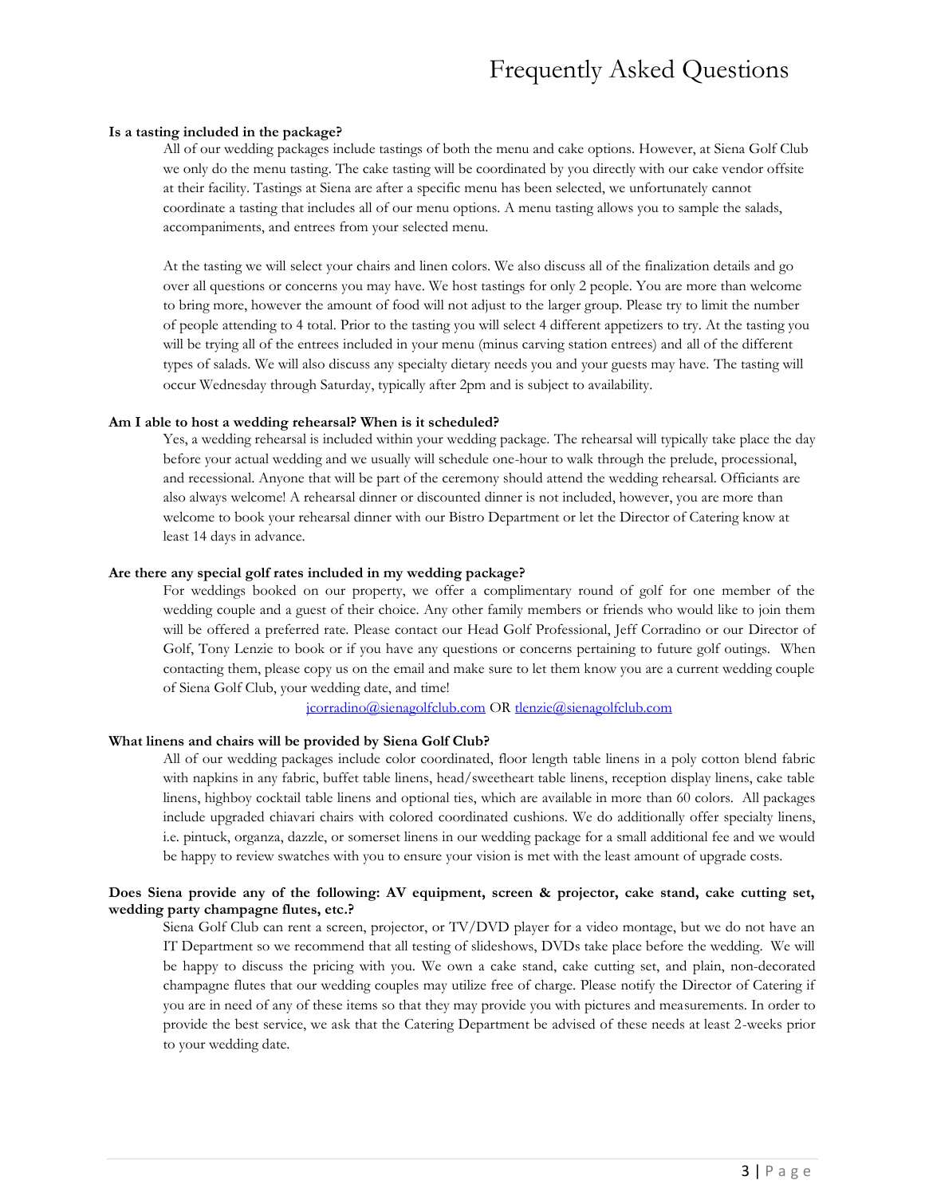# Frequently Asked Questions

**Is a tasting included in the package?**

All of our wedding packages include tastings of both the menu and cake options. However, at Siena Golf Club we only do the menu tasting. The cake tasting will be coordinated by you directly with our cake vendor offsite at their facility. Tastings at Siena are after a specific menu has been selected, we unfortunately cannot coordinate a tasting that includes all of our menu options. A menu tasting allows you to sample the salads, accompaniments, and entrees from your selected menu.

At the tasting we will select your chairs and linen colors. We also discuss all of the finalization details and go over all questions or concerns you may have. We host tastings for only 2 people. You are more than welcome to bring more, however the amount of food will not adjust to the larger group. Please try to limit the number of people attending to 4 total. Prior to the tasting you will select 4 different appetizers to try. At the tasting you will be trying all of the entrees included in your menu (minus carving station entrees) and all of the different types of salads. We will also discuss any specialty dietary needs you and your guests may have. The tasting will occur Wednesday through Saturday, typically after 2pm and is subject to availability.

**Am I able to host a wedding rehearsal? When is it scheduled?**

Yes, a wedding rehearsal is included within your wedding package. The rehearsal will typically take place the day before your actual wedding and we usually will schedule one-hour to walk through the prelude, processional, and recessional. Anyone that will be part of the ceremony should attend the wedding rehearsal. Officiants are also always welcome! A rehearsal dinner or discounted dinner is not included, however, you are more than welcome to book your rehearsal dinner with our Bistro Department or let the Director of Catering know at least 14 days in advance.

**Are there any special golf rates included in my wedding package?**

For weddings booked on our property, we offer a complimentary round of golf for one member of the wedding couple and a guest of their choice. Any other family members or friends who would like to join them will be offered a preferred rate. Please contact our Head Golf Professional, Jeff Corradino or our Director of Golf, Tony Lenzie to book or if you have any questions or concerns pertaining to future golf outings. When contacting them, please copy us on the email and make sure to let them know you are a current wedding couple of Siena Golf Club, your wedding date, and time!

jcorradino@sienagolfclub.com OR tlenzie@sienagolfclub.com

**What linens and chairs will be provided by Siena Golf Club?**

All of our wedding packages include color coordinated, floor length table linens in a poly cotton blend fabric with napkins in any fabric, buffet table linens, head/sweetheart table linens, reception display linens, cake table linens, highboy cocktail table linens and optional ties, which are available in more than 60 colors. All packages include upgraded chiavari chairs with colored coordinated cushions. We do additionally offer specialty linens, i.e. pintuck, organza, dazzle, or somerset linens in our wedding package for a small additional fee and we would be happy to review swatches with you to ensure your vision is met with the least amount of upgrade costs.

**Does Siena provide any of the following: AV equipment, screen & projector, cake stand, cake cutting set, wedding party champagne flutes, etc.?**

Siena Golf Club can rent a screen, projector, or TV/DVD player for a video montage, but we do not have an IT Department so we recommend that all testing of slideshows, DVDs take place before the wedding. We will be happy to discuss the pricing with you. We own a cake stand, cake cutting set, and plain, non-decorated champagne flutes that our wedding couples may utilize free of charge. Please notify the Director of Catering if you are in need of any of these items so that they may provide you with pictures and measurements. In order to provide the best service, we ask that the Catering Department be advised of these needs at least 2-weeks prior to your wedding date.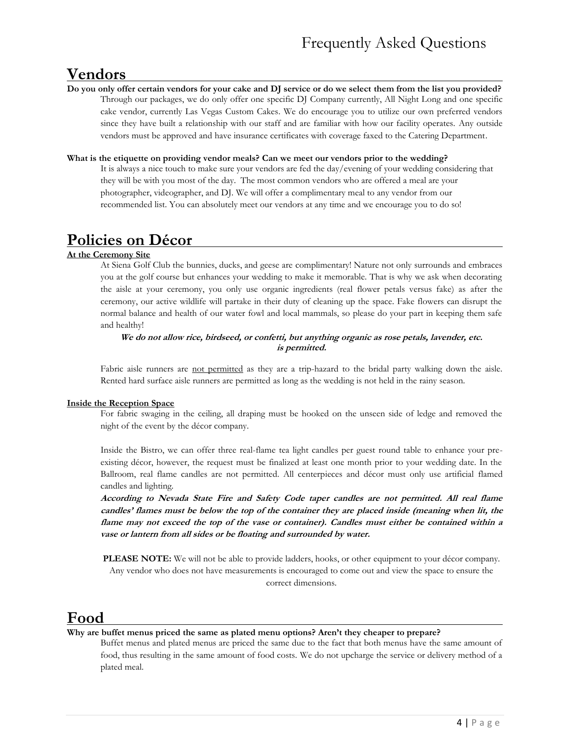# Frequently Asked Questions

## Vendors

**Do you only offer certain vendors for your cake and DJ service or do we select them from the list you provided?**

Through our packages, we do only offer one specific DJ Company currently, All Night Long and one specific cake vendor, currently Las Vegas Custom Cakes. We do encourage you to utilize our own preferred vendors since they have built a relationship with our staff and are familiar with how our facility operates. Any outside vendors must be approved and have insurance certificates with coverage faxed to the Catering Department.

**What is the etiquette on providing vendor meals? Can we meet our vendors prior to the wedding?**

It is always a nice touch to make sure your vendors are fed the day/evening of your wedding considering that they will be with you most of the day. The most common vendors who are offered a meal are your photographer, videographer, and DJ. We will offer a complimentary meal to any vendor from our recommended list. You can absolutely meet our vendors at any time and we encourage you to do so!

## Policies on Décor

**At the Ceremony Site**

At Siena Golf Club the bunnies, ducks, and geese are complimentary! Nature not only surrounds and embraces you at the golf course but enhances your wedding to make it memorable. That is why we ask when decorating the aisle at your ceremony, you only use organic ingredients (real flower petals versus fake) as after the ceremony, our active wildlife will partake in their duty of cleaning up the space. Fake flowers can disrupt the normal balance and health of our water fowl and local mammals, so please do your part in keeping them safe and healthy!

***We do not allow rice, birdseed, or confetti, but anything organic as rose petals, lavender, etc. is permitted.***

Fabric aisle runners are not permitted as they are a trip-hazard to the bridal party walking down the aisle. Rented hard surface aisle runners are permitted as long as the wedding is not held in the rainy season.

**Inside the Reception Space**

For fabric swaging in the ceiling, all draping must be hooked on the unseen side of ledge and removed the night of the event by the décor company.

Inside the Bistro, we can offer three real-flame tea light candles per guest round table to enhance your pre-existing décor, however, the request must be finalized at least one month prior to your wedding date. In the Ballroom, real flame candles are not permitted. All centerpieces and décor must only use artificial flamed candles and lighting.

***According to Nevada State Fire and Safety Code taper candles are not permitted. All real flame candles' flames must be below the top of the container they are placed inside (meaning when lit, the flame may not exceed the top of the vase or container). Candles must either be contained within a vase or lantern from all sides or be floating and surrounded by water.***

**PLEASE NOTE:** We will not be able to provide ladders, hooks, or other equipment to your décor company. Any vendor who does not have measurements is encouraged to come out and view the space to ensure the correct dimensions.

## Food

**Why are buffet menus priced the same as plated menu options? Aren't they cheaper to prepare?**

Buffet menus and plated menus are priced the same due to the fact that both menus have the same amount of food, thus resulting in the same amount of food costs. We do not upcharge the service or delivery method of a plated meal.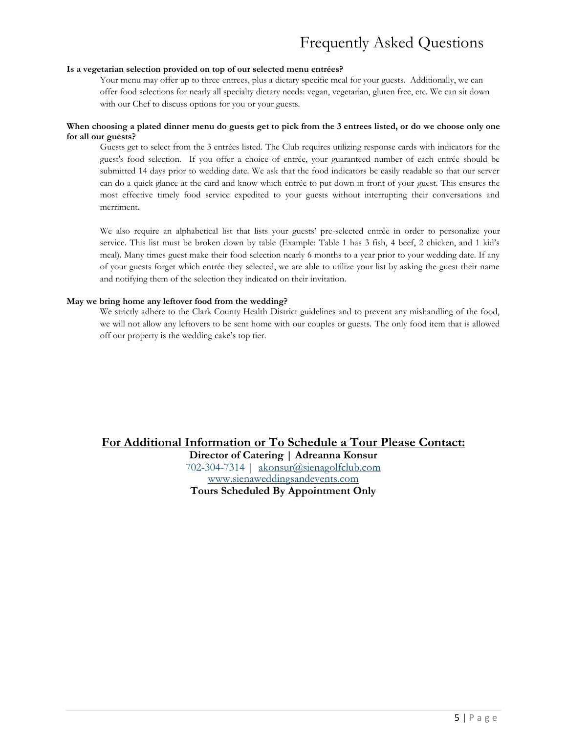# Frequently Asked Questions

**Is a vegetarian selection provided on top of our selected menu entrées?**

Your menu may offer up to three entrees, plus a dietary specific meal for your guests. Additionally, we can offer food selections for nearly all specialty dietary needs: vegan, vegetarian, gluten free, etc. We can sit down with our Chef to discuss options for you or your guests.

**When choosing a plated dinner menu do guests get to pick from the 3 entrees listed, or do we choose only one for all our guests?**

Guests get to select from the 3 entrées listed. The Club requires utilizing response cards with indicators for the guest's food selection. If you offer a choice of entrée, your guaranteed number of each entrée should be submitted 14 days prior to wedding date. We ask that the food indicators be easily readable so that our server can do a quick glance at the card and know which entrée to put down in front of your guest. This ensures the most effective timely food service expedited to your guests without interrupting their conversations and merriment.

We also require an alphabetical list that lists your guests' pre-selected entrée in order to personalize your service. This list must be broken down by table (Example: Table 1 has 3 fish, 4 beef, 2 chicken, and 1 kid's meal). Many times guest make their food selection nearly 6 months to a year prior to your wedding date. If any of your guests forget which entrée they selected, we are able to utilize your list by asking the guest their name and notifying them of the selection they indicated on their invitation.

**May we bring home any leftover food from the wedding?**

We strictly adhere to the Clark County Health District guidelines and to prevent any mishandling of the food, we will not allow any leftovers to be sent home with our couples or guests. The only food item that is allowed off our property is the wedding cake's top tier.

**For Additional Information or To Schedule a Tour Please Contact:**

**Director of Catering | Adreanna Konsur**

702-304-7314 | akonsur@sienagolfclub.com

www.sienaweddingsandevents.com

**Tours Scheduled By Appointment Only**